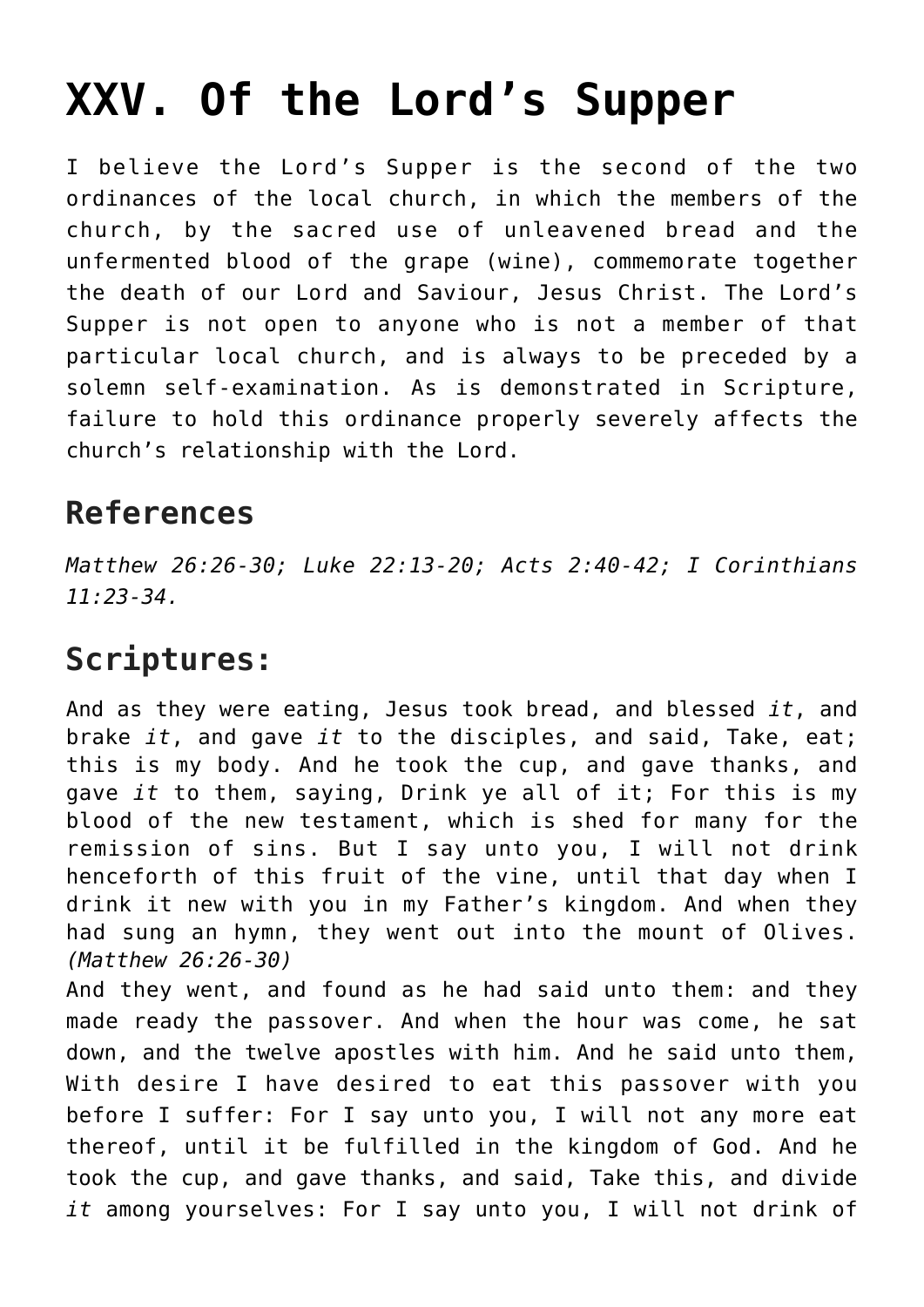# XXV. Of the Lord's Supper

I believe the Lord's Supper is the second of the two ordinances of the local church, in which the members of the church, by the sacred use of unleavened bread and the unfermented blood of the grape (wine), commemorate together the death of our Lord and Saviour, Jesus Christ. The Lord's Supper is not open to anyone who is not a member of that particular local church, and is always to be preceded by a solemn self-examination. As is demonstrated in Scripture, failure to hold this ordinance properly severely affects the church's relationship with the Lord.

## References

*Matthew 26:26-30; Luke 22:13-20; Acts 2:40-42; I Corinthians 11:23-34.*

## Scriptures:

And as they were eating, Jesus took bread, and blessed *it*, and brake *it*, and gave *it* to the disciples, and said, Take, eat; this is my body. And he took the cup, and gave thanks, and gave *it* to them, saying, Drink ye all of it; For this is my blood of the new testament, which is shed for many for the remission of sins. But I say unto you, I will not drink henceforth of this fruit of the vine, until that day when I drink it new with you in my Father's kingdom. And when they had sung an hymn, they went out into the mount of Olives. *(Matthew 26:26-30)*

And they went, and found as he had said unto them: and they made ready the passover. And when the hour was come, he sat down, and the twelve apostles with him. And he said unto them, With desire I have desired to eat this passover with you before I suffer: For I say unto you, I will not any more eat thereof, until it be fulfilled in the kingdom of God. And he took the cup, and gave thanks, and said, Take this, and divide *it* among yourselves: For I say unto you, I will not drink of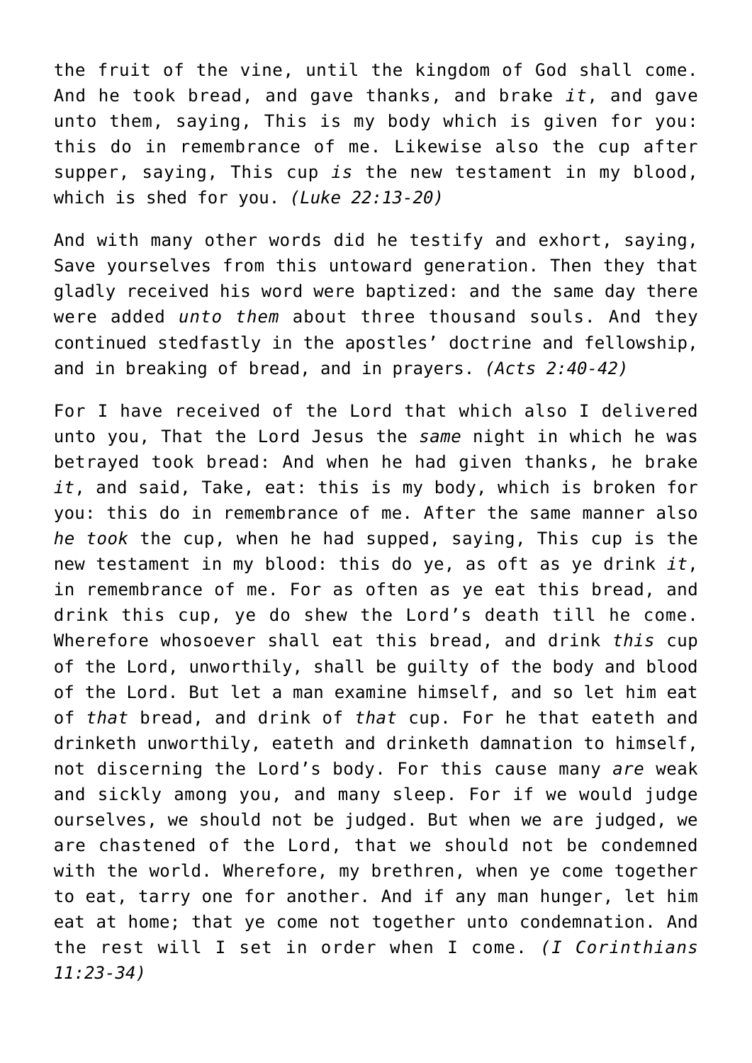the fruit of the vine, until the kingdom of God shall come. And he took bread, and gave thanks, and brake *it*, and gave unto them, saying, This is my body which is given for you: this do in remembrance of me. Likewise also the cup after supper, saying, This cup *is* the new testament in my blood, which is shed for you. *(Luke 22:13-20)*

And with many other words did he testify and exhort, saying, Save yourselves from this untoward generation. Then they that gladly received his word were baptized: and the same day there were added *unto them* about three thousand souls. And they continued stedfastly in the apostles' doctrine and fellowship, and in breaking of bread, and in prayers. *(Acts 2:40-42)*

For I have received of the Lord that which also I delivered unto you, That the Lord Jesus the *same* night in which he was betrayed took bread: And when he had given thanks, he brake *it*, and said, Take, eat: this is my body, which is broken for you: this do in remembrance of me. After the same manner also *he took* the cup, when he had supped, saying, This cup is the new testament in my blood: this do ye, as oft as ye drink *it*, in remembrance of me. For as often as ye eat this bread, and drink this cup, ye do shew the Lord's death till he come. Wherefore whosoever shall eat this bread, and drink *this* cup of the Lord, unworthily, shall be guilty of the body and blood of the Lord. But let a man examine himself, and so let him eat of *that* bread, and drink of *that* cup. For he that eateth and drinketh unworthily, eateth and drinketh damnation to himself, not discerning the Lord's body. For this cause many *are* weak and sickly among you, and many sleep. For if we would judge ourselves, we should not be judged. But when we are judged, we are chastened of the Lord, that we should not be condemned with the world. Wherefore, my brethren, when ye come together to eat, tarry one for another. And if any man hunger, let him eat at home; that ye come not together unto condemnation. And the rest will I set in order when I come. *(I Corinthians 11:23-34)*